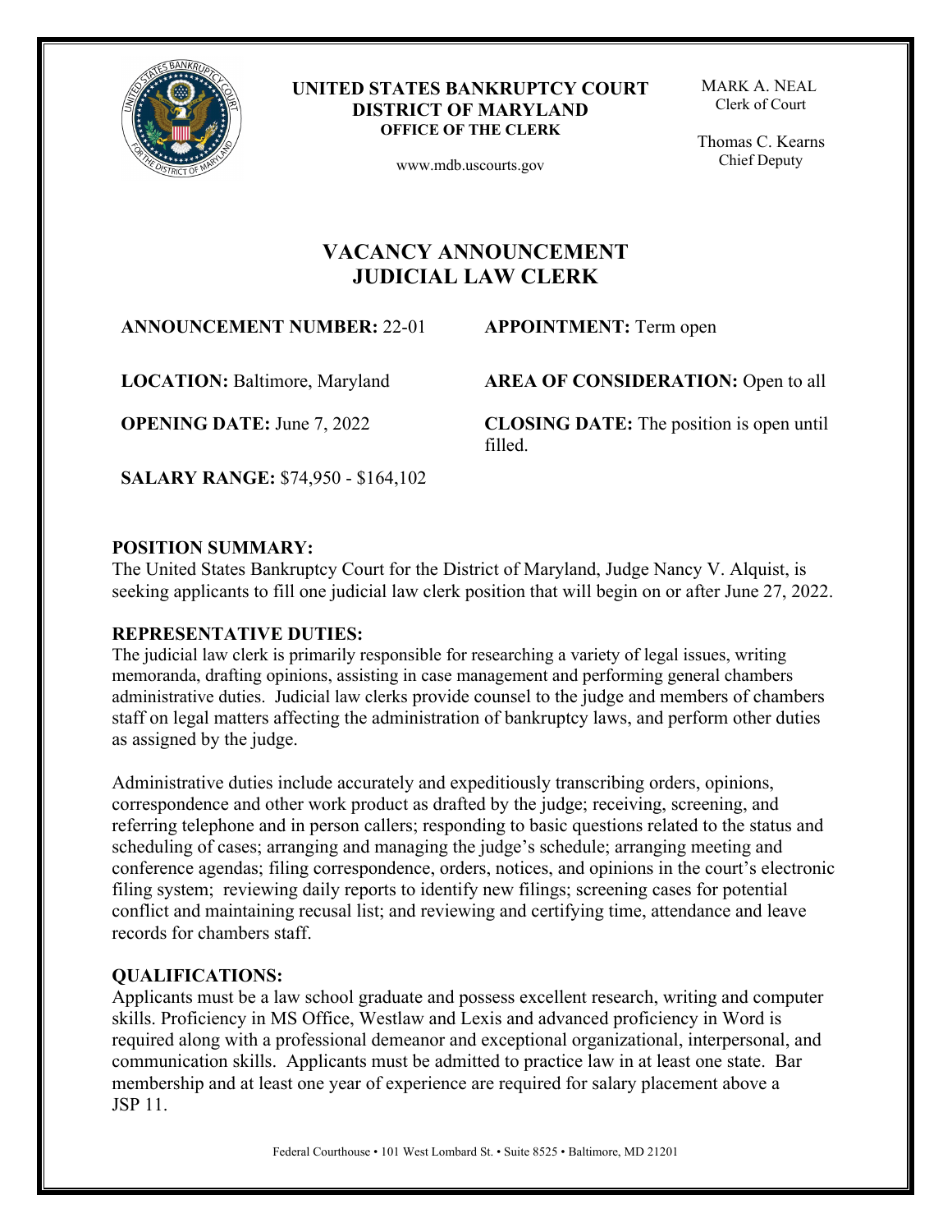**UNITED STATES BANKRUPTCY COURT**
**DISTRICT OF MARYLAND**
**OFFICE OF THE CLERK**

www.mdb.uscourts.gov

MARK A. NEAL
Clerk of Court

Thomas C. Kearns
Chief Deputy

# VACANCY ANNOUNCEMENT
# JUDICIAL LAW CLERK

**ANNOUNCEMENT NUMBER:** 22-01

**APPOINTMENT:** Term open

**LOCATION:** Baltimore, Maryland

**AREA OF CONSIDERATION:** Open to all

**OPENING DATE:** June 7, 2022

**CLOSING DATE:** The position is open until filled.

**SALARY RANGE:** $74,950 - $164,102

**POSITION SUMMARY:**
The United States Bankruptcy Court for the District of Maryland, Judge Nancy V. Alquist, is seeking applicants to fill one judicial law clerk position that will begin on or after June 27, 2022.

**REPRESENTATIVE DUTIES:**
The judicial law clerk is primarily responsible for researching a variety of legal issues, writing memoranda, drafting opinions, assisting in case management and performing general chambers administrative duties. Judicial law clerks provide counsel to the judge and members of chambers staff on legal matters affecting the administration of bankruptcy laws, and perform other duties as assigned by the judge.

Administrative duties include accurately and expeditiously transcribing orders, opinions, correspondence and other work product as drafted by the judge; receiving, screening, and referring telephone and in person callers; responding to basic questions related to the status and scheduling of cases; arranging and managing the judge's schedule; arranging meeting and conference agendas; filing correspondence, orders, notices, and opinions in the court's electronic filing system; reviewing daily reports to identify new filings; screening cases for potential conflict and maintaining recusal list; and reviewing and certifying time, attendance and leave records for chambers staff.

**QUALIFICATIONS:**
Applicants must be a law school graduate and possess excellent research, writing and computer skills. Proficiency in MS Office, Westlaw and Lexis and advanced proficiency in Word is required along with a professional demeanor and exceptional organizational, interpersonal, and communication skills. Applicants must be admitted to practice law in at least one state. Bar membership and at least one year of experience are required for salary placement above a JSP 11.

Federal Courthouse • 101 West Lombard St. • Suite 8525 • Baltimore, MD 21201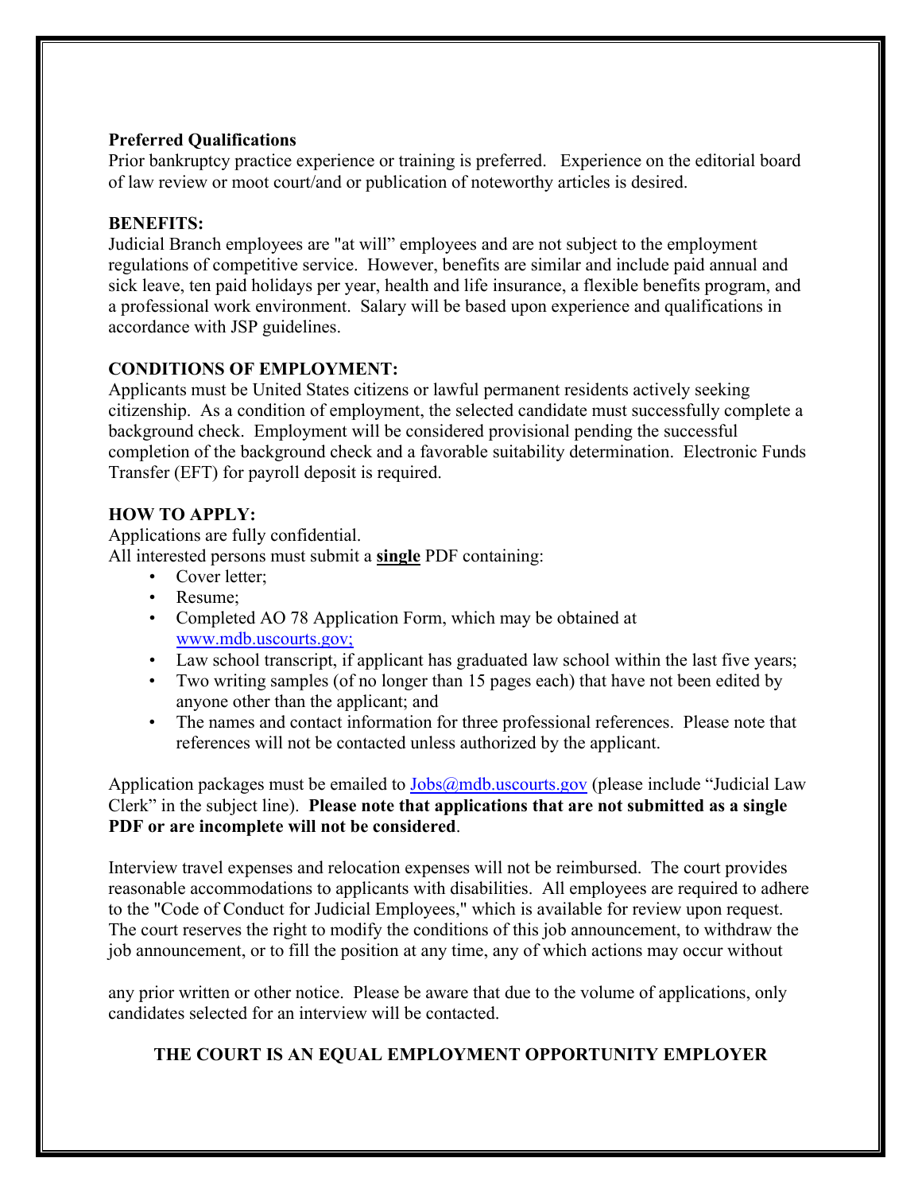**Preferred Qualifications**
Prior bankruptcy practice experience or training is preferred. Experience on the editorial board of law review or moot court/and or publication of noteworthy articles is desired.

**BENEFITS:**
Judicial Branch employees are "at will" employees and are not subject to the employment regulations of competitive service. However, benefits are similar and include paid annual and sick leave, ten paid holidays per year, health and life insurance, a flexible benefits program, and a professional work environment. Salary will be based upon experience and qualifications in accordance with JSP guidelines.

**CONDITIONS OF EMPLOYMENT:**
Applicants must be United States citizens or lawful permanent residents actively seeking citizenship. As a condition of employment, the selected candidate must successfully complete a background check. Employment will be considered provisional pending the successful completion of the background check and a favorable suitability determination. Electronic Funds Transfer (EFT) for payroll deposit is required.

**HOW TO APPLY:**
Applications are fully confidential.
All interested persons must submit a **single** PDF containing:

- Cover letter;
- Resume;
- Completed AO 78 Application Form, which may be obtained at www.mdb.uscourts.gov;
- Law school transcript, if applicant has graduated law school within the last five years;
- Two writing samples (of no longer than 15 pages each) that have not been edited by anyone other than the applicant; and
- The names and contact information for three professional references. Please note that references will not be contacted unless authorized by the applicant.

Application packages must be emailed to Jobs@mdb.uscourts.gov (please include "Judicial Law Clerk" in the subject line). **Please note that applications that are not submitted as a single PDF or are incomplete will not be considered**.

Interview travel expenses and relocation expenses will not be reimbursed. The court provides reasonable accommodations to applicants with disabilities. All employees are required to adhere to the "Code of Conduct for Judicial Employees," which is available for review upon request. The court reserves the right to modify the conditions of this job announcement, to withdraw the job announcement, or to fill the position at any time, any of which actions may occur without any prior written or other notice. Please be aware that due to the volume of applications, only candidates selected for an interview will be contacted.

**THE COURT IS AN EQUAL EMPLOYMENT OPPORTUNITY EMPLOYER**